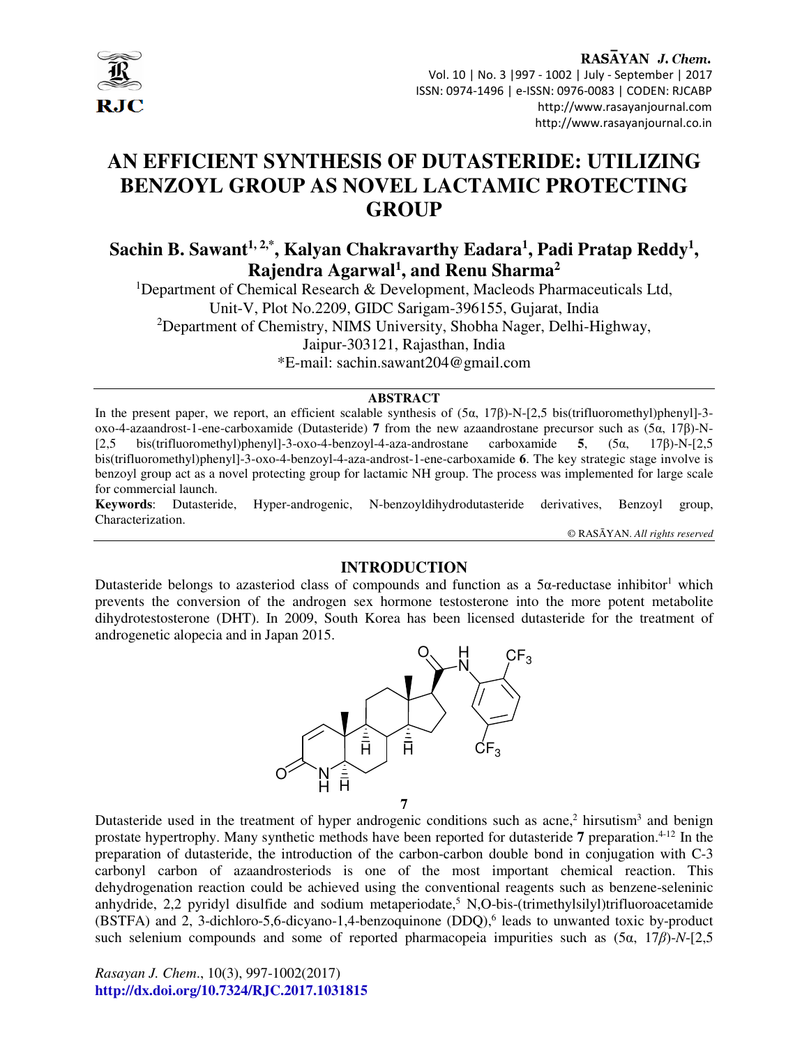# AN EFFICIENT SYNTHESIS OF DUTASTERIDE: UTILIZING BENZOYL GROUP AS NOVEL LACTAMIC PROTECTING GROUP

**Sachin B. Sawant[1, 2,*], Kalyan Chakravarthy Eadara[1], Padi Pratap Reddy[1], Rajendra Agarwal[1], and Renu Sharma[2]**

[1]Department of Chemical Research & Development, Macleods Pharmaceuticals Ltd, Unit-V, Plot No.2209, GIDC Sarigam-396155, Gujarat, India

[2]Department of Chemistry, NIMS University, Shobha Nager, Delhi-Highway, Jaipur-303121, Rajasthan, India

*E-mail: sachin.sawant204@gmail.com

## ABSTRACT

In the present paper, we report, an efficient scalable synthesis of (5α, 17β)-N-[2,5 bis(trifluoromethyl)phenyl]-3-oxo-4-azaandrost-1-ene-carboxamide (Dutasteride) **7** from the new azaandrostane precursor such as (5α, 17β)-N-[2,5 bis(trifluoromethyl)phenyl]-3-oxo-4-benzoyl-4-aza-androstane carboxamide **5**, (5α, 17β)-N-[2,5 bis(trifluoromethyl)phenyl]-3-oxo-4-benzoyl-4-aza-androst-1-ene-carboxamide **6**. The key strategic stage involve is benzoyl group act as a novel protecting group for lactamic NH group. The process was implemented for large scale for commercial launch.

**Keywords**: Dutasteride, Hyper-androgenic, N-benzoyldihydrodutasteride derivatives, Benzoyl group, Characterization.

© RASĀYAN. *All rights reserved*

## INTRODUCTION

Dutasteride belongs to azasteriod class of compounds and function as a 5α-reductase inhibitor[1] which prevents the conversion of the androgen sex hormone testosterone into the more potent metabolite dihydrotestosterone (DHT). In 2009, South Korea has been licensed dutasteride for the treatment of androgenetic alopecia and in Japan 2015.

**7**

Dutasteride used in the treatment of hyper androgenic conditions such as acne,[2] hirsutism[3] and benign prostate hypertrophy. Many synthetic methods have been reported for dutasteride **7** preparation.[4-12] In the preparation of dutasteride, the introduction of the carbon-carbon double bond in conjugation with C-3 carbonyl carbon of azaandrosteriods is one of the most important chemical reaction. This dehydrogenation reaction could be achieved using the conventional reagents such as benzene-seleninic anhydride, 2,2 pyridyl disulfide and sodium metaperiodate,[5] N,O-bis-(trimethylsilyl)trifluoroacetamide (BSTFA) and 2, 3-dichloro-5,6-dicyano-1,4-benzoquinone (DDQ),[6] leads to unwanted toxic by-product such selenium compounds and some of reported pharmacopeia impurities such as (5α, 17*β*)-*N*-[2,5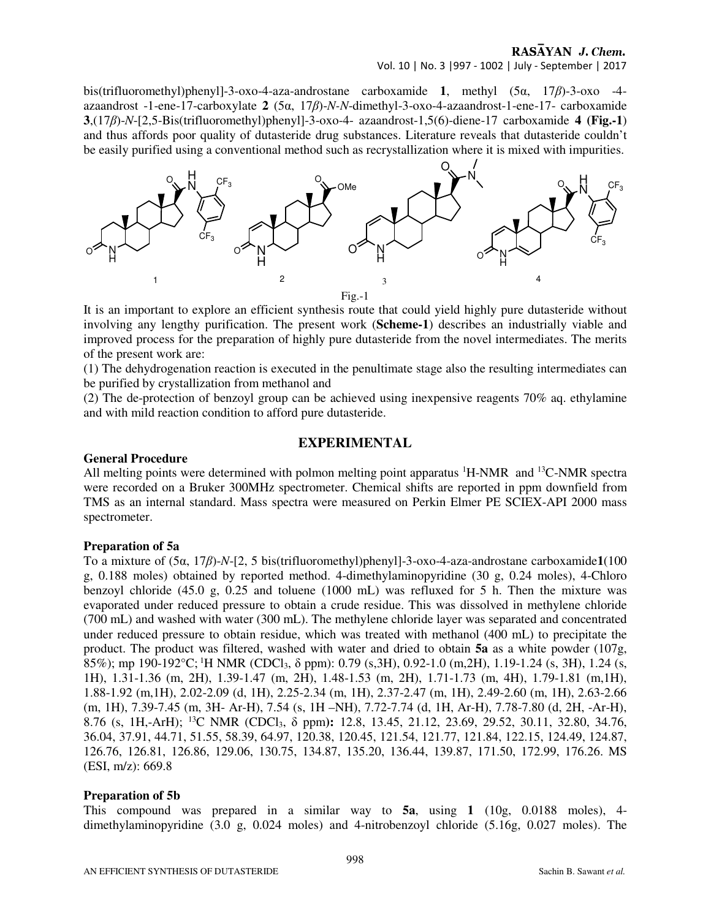bis(trifluoromethyl)phenyl]-3-oxo-4-aza-androstane carboxamide **1**, methyl (5α, 17*β*)-3-oxo -4-azaandrost -1-ene-17-carboxylate **2** (5α, 17*β*)-*N-N*-dimethyl-3-oxo-4-azaandrost-1-ene-17- carboxamide **3**,(17*β*)-*N*-[2,5-Bis(trifluoromethyl)phenyl]-3-oxo-4- azaandrost-1,5(6)-diene-17 carboxamide **4** (**Fig.-1**) and thus affords poor quality of dutasteride drug substances. Literature reveals that dutasteride couldn't be easily purified using a conventional method such as recrystallization where it is mixed with impurities.

Fig.-1

It is an important to explore an efficient synthesis route that could yield highly pure dutasteride without involving any lengthy purification. The present work (**Scheme-1**) describes an industrially viable and improved process for the preparation of highly pure dutasteride from the novel intermediates. The merits of the present work are:

(1) The dehydrogenation reaction is executed in the penultimate stage also the resulting intermediates can be purified by crystallization from methanol and

(2) The de-protection of benzoyl group can be achieved using inexpensive reagents 70% aq. ethylamine and with mild reaction condition to afford pure dutasteride.

## EXPERIMENTAL

### General Procedure

All melting points were determined with polmon melting point apparatus $^{1}$H-NMR and $^{13}$C-NMR spectra were recorded on a Bruker 300MHz spectrometer. Chemical shifts are reported in ppm downfield from TMS as an internal standard. Mass spectra were measured on Perkin Elmer PE SCIEX-API 2000 mass spectrometer.

### Preparation of 5a

To a mixture of (5α, 17*β*)-*N*-[2, 5 bis(trifluoromethyl)phenyl]-3-oxo-4-aza-androstane carboxamide**1**(100 g, 0.188 moles) obtained by reported method. 4-dimethylaminopyridine (30 g, 0.24 moles), 4-Chloro benzoyl chloride (45.0 g, 0.25 and toluene (1000 mL) was refluxed for 5 h. Then the mixture was evaporated under reduced pressure to obtain a crude residue. This was dissolved in methylene chloride (700 mL) and washed with water (300 mL). The methylene chloride layer was separated and concentrated under reduced pressure to obtain residue, which was treated with methanol (400 mL) to precipitate the product. The product was filtered, washed with water and dried to obtain **5a** as a white powder (107g, 85%); mp 190-192°C; $^{1}$H NMR ($CDCl_3$, δ ppm): 0.79 (s,3H), 0.92-1.0 (m,2H), 1.19-1.24 (s, 3H), 1.24 (s, 1H), 1.31-1.36 (m, 2H), 1.39-1.47 (m, 2H), 1.48-1.53 (m, 2H), 1.71-1.73 (m, 4H), 1.79-1.81 (m,1H), 1.88-1.92 (m,1H), 2.02-2.09 (d, 1H), 2.25-2.34 (m, 1H), 2.37-2.47 (m, 1H), 2.49-2.60 (m, 1H), 2.63-2.66 (m, 1H), 7.39-7.45 (m, 3H- Ar-H), 7.54 (s, 1H –NH), 7.72-7.74 (d, 1H, Ar-H), 7.78-7.80 (d, 2H, -Ar-H), 8.76 (s, 1H,-ArH); $^{13}$C NMR ($CDCl_3$, δ ppm)**:** 12.8, 13.45, 21.12, 23.69, 29.52, 30.11, 32.80, 34.76, 36.04, 37.91, 44.71, 51.55, 58.39, 64.97, 120.38, 120.45, 121.54, 121.77, 121.84, 122.15, 124.49, 124.87, 126.76, 126.81, 126.86, 129.06, 130.75, 134.87, 135.20, 136.44, 139.87, 171.50, 172.99, 176.26. MS (ESI, m/z): 669.8

### Preparation of 5b

This compound was prepared in a similar way to **5a**, using **1** (10g, 0.0188 moles), 4-dimethylaminopyridine (3.0 g, 0.024 moles) and 4-nitrobenzoyl chloride (5.16g, 0.027 moles). The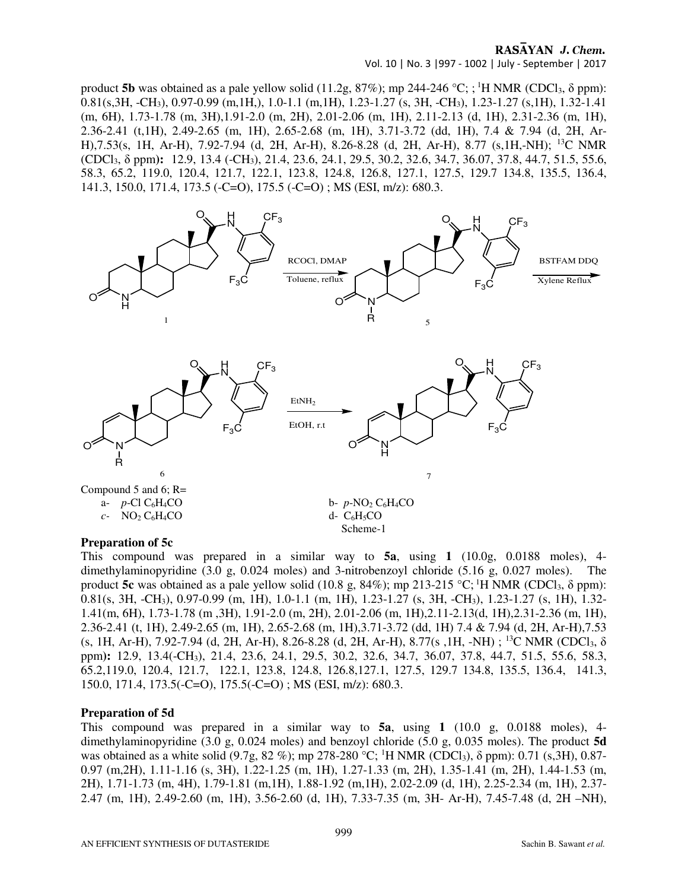product **5b** was obtained as a pale yellow solid (11.2g, 87%); mp 244-246 °C; ; [1]H NMR ($CDCl_3$, δ ppm): 0.81(s,3H, $-CH_3$), 0.97-0.99 (m,1H,), 1.0-1.1 (m,1H), 1.23-1.27 (s, 3H, $-CH_3$), 1.23-1.27 (s,1H), 1.32-1.41 (m, 6H), 1.73-1.78 (m, 3H),1.91-2.0 (m, 2H), 2.01-2.06 (m, 1H), 2.11-2.13 (d, 1H), 2.31-2.36 (m, 1H), 2.36-2.41 (t,1H), 2.49-2.65 (m, 1H), 2.65-2.68 (m, 1H), 3.71-3.72 (dd, 1H), 7.4 & 7.94 (d, 2H, Ar-H),7.53(s, 1H, Ar-H), 7.92-7.94 (d, 2H, Ar-H), 8.26-8.28 (d, 2H, Ar-H), 8.77 (s,1H,-NH); [13]C NMR ($CDCl_3$, δ ppm)**:** 12.9, 13.4 ($-CH_3$), 21.4, 23.6, 24.1, 29.5, 30.2, 32.6, 34.7, 36.07, 37.8, 44.7, 51.5, 55.6, 58.3, 65.2, 119.0, 120.4, 121.7, 122.1, 123.8, 124.8, 126.8, 127.1, 127.5, 129.7 134.8, 135.5, 136.4, 141.3, 150.0, 171.4, 173.5 (-C=O), 175.5 (-C=O) ; MS (ESI, m/z): 680.3.

1 → (RCOCl, DMAP; Toluene, reflux) → 5 → (BSTFAM DDQ; Xylene Reflux) → 6 → ($EtNH_2$; EtOH, r.t) → 7

Compound 5 and 6; R=

a- *p*-Cl $C_6H_4CO$ b- *p*-$NO_2$ $C_6H_4CO$

*c*- $NO_2$ $C_6H_4CO$ d- $C_6H_5CO$

Scheme-1

**Preparation of 5c**

This compound was prepared in a similar way to **5a**, using **1** (10.0g, 0.0188 moles), 4-dimethylaminopyridine (3.0 g, 0.024 moles) and 3-nitrobenzoyl chloride (5.16 g, 0.027 moles). The product **5c** was obtained as a pale yellow solid (10.8 g, 84%); mp 213-215 °C; [1]H NMR ($CDCl_3$, δ ppm): 0.81(s, 3H, $-CH_3$), 0.97-0.99 (m, 1H), 1.0-1.1 (m, 1H), 1.23-1.27 (s, 3H, $-CH_3$), 1.23-1.27 (s, 1H), 1.32-1.41(m, 6H), 1.73-1.78 (m ,3H), 1.91-2.0 (m, 2H), 2.01-2.06 (m, 1H),2.11-2.13(d, 1H),2.31-2.36 (m, 1H), 2.36-2.41 (t, 1H), 2.49-2.65 (m, 1H), 2.65-2.68 (m, 1H),3.71-3.72 (dd, 1H) 7.4 & 7.94 (d, 2H, Ar-H),7.53 (s, 1H, Ar-H), 7.92-7.94 (d, 2H, Ar-H), 8.26-8.28 (d, 2H, Ar-H), 8.77(s ,1H, -NH) ; [13]C NMR ($CDCl_3$, δ ppm)**:** 12.9, 13.4($-CH_3$), 21.4, 23.6, 24.1, 29.5, 30.2, 32.6, 34.7, 36.07, 37.8, 44.7, 51.5, 55.6, 58.3, 65.2,119.0, 120.4, 121.7, 122.1, 123.8, 124.8, 126.8,127.1, 127.5, 129.7 134.8, 135.5, 136.4, 141.3, 150.0, 171.4, 173.5(-C=O), 175.5(-C=O) ; MS (ESI, m/z): 680.3.

**Preparation of 5d**

This compound was prepared in a similar way to **5a**, using **1** (10.0 g, 0.0188 moles), 4-dimethylaminopyridine (3.0 g, 0.024 moles) and benzoyl chloride (5.0 g, 0.035 moles). The product **5d** was obtained as a white solid (9.7g, 82 %); mp 278-280 °C; [1]H NMR ($CDCl_3$), δ ppm): 0.71 (s,3H), 0.87-0.97 (m,2H), 1.11-1.16 (s, 3H), 1.22-1.25 (m, 1H), 1.27-1.33 (m, 2H), 1.35-1.41 (m, 2H), 1.44-1.53 (m, 2H), 1.71-1.73 (m, 4H), 1.79-1.81 (m,1H), 1.88-1.92 (m,1H), 2.02-2.09 (d, 1H), 2.25-2.34 (m, 1H), 2.37-2.47 (m, 1H), 2.49-2.60 (m, 1H), 3.56-2.60 (d, 1H), 7.33-7.35 (m, 3H- Ar-H), 7.45-7.48 (d, 2H –NH),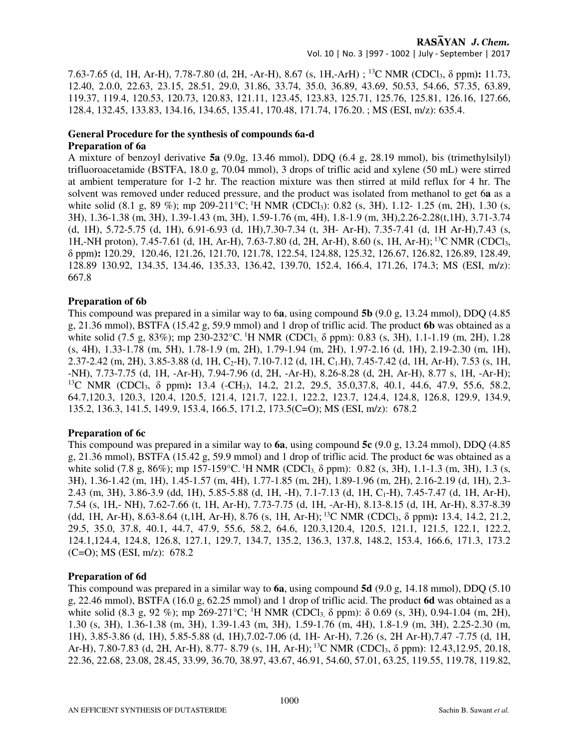7.63-7.65 (d, 1H, Ar-H), 7.78-7.80 (d, 2H, -Ar-H), 8.67 (s, 1H,-ArH) ; $^{13}$C NMR (CDCl$_3$, δ ppm)**:** 11.73, 12.40, 2.0.0, 22.63, 23.15, 28.51, 29.0, 31.86, 33.74, 35.0, 36.89, 43.69, 50.53, 54.66, 57.35, 63.89, 119.37, 119.4, 120.53, 120.73, 120.83, 121.11, 123.45, 123.83, 125.71, 125.76, 125.81, 126.16, 127.66, 128.4, 132.45, 133.83, 134.16, 134.65, 135.41, 170.48, 171.74, 176.20. ; MS (ESI, m/z): 635.4.

**General Procedure for the synthesis of compounds 6a-d**

**Preparation of 6a**

A mixture of benzoyl derivative **5a** (9.0g, 13.46 mmol), DDQ (6.4 g, 28.19 mmol), bis (trimethylsilyl) trifluoroacetamide (BSTFA, 18.0 g, 70.04 mmol), 3 drops of triflic acid and xylene (50 mL) were stirred at ambient temperature for 1-2 hr. The reaction mixture was then stirred at mild reflux for 4 hr. The solvent was removed under reduced pressure, and the product was isolated from methanol to get 6**a** as a white solid (8.1 g, 89 %); mp 209-211°C; $^{1}$H NMR (CDCl$_3$): 0.82 (s, 3H), 1.12- 1.25 (m, 2H), 1.30 (s, 3H), 1.36-1.38 (m, 3H), 1.39-1.43 (m, 3H), 1.59-1.76 (m, 4H), 1.8-1.9 (m, 3H),2.26-2.28(t,1H), 3.71-3.74 (d, 1H), 5.72-5.75 (d, 1H), 6.91-6.93 (d, 1H),7.30-7.34 (t, 3H- Ar-H), 7.35-7.41 (d, 1H Ar-H),7.43 (s, 1H,-NH proton), 7.45-7.61 (d, 1H, Ar-H), 7.63-7.80 (d, 2H, Ar-H), 8.60 (s, 1H, Ar-H); $^{13}$C NMR (CDCl$_3$, δ ppm)**:** 120.29, 120.46, 121.26, 121.70, 121.78, 122.54, 124.88, 125.32, 126.67, 126.82, 126.89, 128.49, 128.89 130.92, 134.35, 134.46, 135.33, 136.42, 139.70, 152.4, 166.4, 171.26, 174.3; MS (ESI, m/z): 667.8

**Preparation of 6b**

This compound was prepared in a similar way to 6**a**, using compound **5b** (9.0 g, 13.24 mmol), DDQ (4.85 g, 21.36 mmol), BSTFA (15.42 g, 59.9 mmol) and 1 drop of triflic acid. The product **6b** was obtained as a white solid (7.5 g, 83%); mp 230-232°C. $^{1}$H NMR (CDCl$_3$, δ ppm): 0.83 (s, 3H), 1.1-1.19 (m, 2H), 1.28 (s, 4H), 1.33-1.78 (m, 5H), 1.78-1.9 (m, 2H), 1.79-1.94 (m, 2H), 1.97-2.16 (d, 1H), 2.19-2.30 (m, 1H), 2.37-2.42 (m, 2H), 3.85-3.88 (d, 1H, C$_2$-H), 7.10-7.12 (d, 1H, C$_1$-H), 7.45-7.42 (d, 1H, Ar-H), 7.53 (s, 1H, -NH), 7.73-7.75 (d, 1H, -Ar-H), 7.94-7.96 (d, 2H, -Ar-H), 8.26-8.28 (d, 2H, Ar-H), 8.77 s, 1H, -Ar-H); $^{13}$C NMR (CDCl$_3$, δ ppm)**:** 13.4 (-CH$_3$), 14.2, 21.2, 29.5, 35.0,37.8, 40.1, 44.6, 47.9, 55.6, 58.2, 64.7,120.3, 120.3, 120.4, 120.5, 121.4, 121.7, 122.1, 122.2, 123.7, 124.4, 124.8, 126.8, 129.9, 134.9, 135.2, 136.3, 141.5, 149.9, 153.4, 166.5, 171.2, 173.5(C=O); MS (ESI, m/z): 678.2

**Preparation of 6c**

This compound was prepared in a similar way to **6a**, using compound **5c** (9.0 g, 13.24 mmol), DDQ (4.85 g, 21.36 mmol), BSTFA (15.42 g, 59.9 mmol) and 1 drop of triflic acid. The product 6**c** was obtained as a white solid (7.8 g, 86%); mp 157-159°C. $^{1}$H NMR (CDCl$_3$, δ ppm): 0.82 (s, 3H), 1.1-1.3 (m, 3H), 1.3 (s, 3H), 1.36-1.42 (m, 1H), 1.45-1.57 (m, 4H), 1.77-1.85 (m, 2H), 1.89-1.96 (m, 2H), 2.16-2.19 (d, 1H), 2.3-2.43 (m, 3H), 3.86-3.9 (dd, 1H), 5.85-5.88 (d, 1H, -H), 7.1-7.13 (d, 1H, C$_1$-H), 7.45-7.47 (d, 1H, Ar-H), 7.54 (s, 1H,- NH), 7.62-7.66 (t, 1H, Ar-H), 7.73-7.75 (d, 1H, -Ar-H), 8.13-8.15 (d, 1H, Ar-H), 8.37-8.39 (dd, 1H, Ar-H), 8.63-8.64 (t,1H, Ar-H), 8.76 (s, 1H, Ar-H); $^{13}$C NMR (CDCl$_3$, δ ppm)**:** 13.4, 14.2, 21.2, 29.5, 35.0, 37.8, 40.1, 44.7, 47.9, 55.6, 58.2, 64.6, 120.3,120.4, 120.5, 121.1, 121.5, 122.1, 122.2, 124.1,124.4, 124.8, 126.8, 127.1, 129.7, 134.7, 135.2, 136.3, 137.8, 148.2, 153.4, 166.6, 171.3, 173.2 (C=O); MS (ESI, m/z): 678.2

**Preparation of 6d**

This compound was prepared in a similar way to **6a**, using compound **5d** (9.0 g, 14.18 mmol), DDQ (5.10 g, 22.46 mmol), BSTFA (16.0 g, 62.25 mmol) and 1 drop of triflic acid. The product **6d** was obtained as a white solid (8.3 g, 92 %); mp 269-271°C; $^{1}$H NMR (CDCl$_3$, δ ppm): δ 0.69 (s, 3H), 0.94-1.04 (m, 2H), 1.30 (s, 3H), 1.36-1.38 (m, 3H), 1.39-1.43 (m, 3H), 1.59-1.76 (m, 4H), 1.8-1.9 (m, 3H), 2.25-2.30 (m, 1H), 3.85-3.86 (d, 1H), 5.85-5.88 (d, 1H),7.02-7.06 (d, 1H- Ar-H), 7.26 (s, 2H Ar-H),7.47 -7.75 (d, 1H, Ar-H), 7.80-7.83 (d, 2H, Ar-H), 8.77- 8.79 (s, 1H, Ar-H); $^{13}$C NMR (CDCl$_3$, δ ppm): 12.43,12.95, 20.18, 22.36, 22.68, 23.08, 28.45, 33.99, 36.70, 38.97, 43.67, 46.91, 54.60, 57.01, 63.25, 119.55, 119.78, 119.82,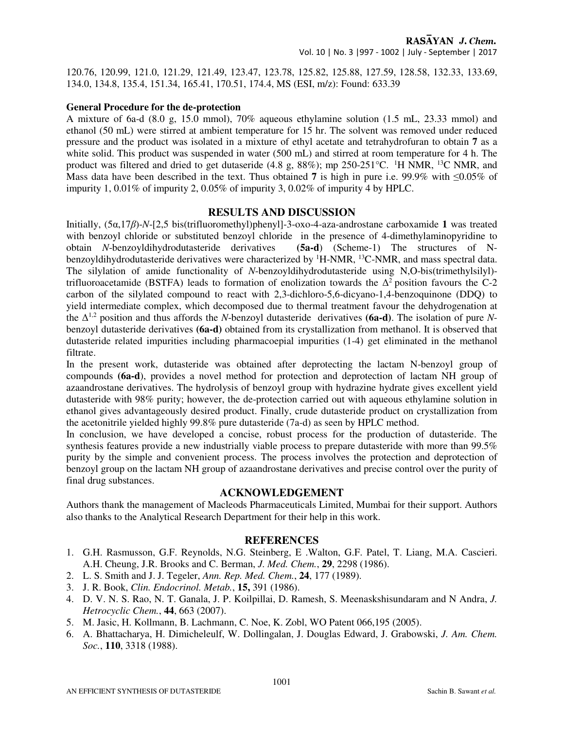120.76, 120.99, 121.0, 121.29, 121.49, 123.47, 123.78, 125.82, 125.88, 127.59, 128.58, 132.33, 133.69, 134.0, 134.8, 135.4, 151.34, 165.41, 170.51, 174.4, MS (ESI, m/z): Found: 633.39

**General Procedure for the de-protection**

A mixture of 6a-d (8.0 g, 15.0 mmol), 70% aqueous ethylamine solution (1.5 mL, 23.33 mmol) and ethanol (50 mL) were stirred at ambient temperature for 15 hr. The solvent was removed under reduced pressure and the product was isolated in a mixture of ethyl acetate and tetrahydrofuran to obtain **7** as a white solid. This product was suspended in water (500 mL) and stirred at room temperature for 4 h. The product was filtered and dried to get dutaseride (4.8 g, 88%); mp 250-251°C. [1]H NMR, [13]C NMR, and Mass data have been described in the text. Thus obtained **7** is high in pure i.e. 99.9% with ≤0.05% of impurity 1, 0.01% of impurity 2, 0.05% of impurity 3, 0.02% of impurity 4 by HPLC.

## RESULTS AND DISCUSSION

Initially, (5α,17*β*)-*N*-[2,5 bis(trifluoromethyl)phenyl]-3-oxo-4-aza-androstane carboxamide **1** was treated with benzoyl chloride or substituted benzoyl chloride in the presence of 4-dimethylaminopyridine to obtain *N*-benzoyldihydrodutasteride derivatives **(5a-d)** (Scheme-1) The structures of N-benzoyldihydrodutasteride derivatives were characterized by [1]H-NMR, [13]C-NMR, and mass spectral data. The silylation of amide functionality of *N*-benzoyldihydrodutasteride using N,O-bis(trimethylsilyl)-trifluoroacetamide (BSTFA) leads to formation of enolization towards the $\Delta^2$ position favours the C-2 carbon of the silylated compound to react with 2,3-dichloro-5,6-dicyano-1,4-benzoquinone (DDQ) to yield intermediate complex, which decomposed due to thermal treatment favour the dehydrogenation at the $\Delta^{1,2}$ position and thus affords the *N*-benzoyl dutasteride derivatives **(6a-d)**. The isolation of pure *N*-benzoyl dutasteride derivatives **(6a-d)** obtained from its crystallization from methanol. It is observed that dutasteride related impurities including pharmacoepial impurities (1-4) get eliminated in the methanol filtrate.

In the present work, dutasteride was obtained after deprotecting the lactam N-benzoyl group of compounds **(6a-d)**, provides a novel method for protection and deprotection of lactam NH group of azaandrostane derivatives. The hydrolysis of benzoyl group with hydrazine hydrate gives excellent yield dutasteride with 98% purity; however, the de-protection carried out with aqueous ethylamine solution in ethanol gives advantageously desired product. Finally, crude dutasteride product on crystallization from the acetonitrile yielded highly 99.8% pure dutasteride (7a-d) as seen by HPLC method.

In conclusion, we have developed a concise, robust process for the production of dutasteride. The synthesis features provide a new industrially viable process to prepare dutasteride with more than 99.5% purity by the simple and convenient process. The process involves the protection and deprotection of benzoyl group on the lactam NH group of azaandrostane derivatives and precise control over the purity of final drug substances.

## ACKNOWLEDGEMENT

Authors thank the management of Macleods Pharmaceuticals Limited, Mumbai for their support. Authors also thanks to the Analytical Research Department for their help in this work.

## REFERENCES

1. G.H. Rasmusson, G.F. Reynolds, N.G. Steinberg, E .Walton, G.F. Patel, T. Liang, M.A. Cascieri. A.H. Cheung, J.R. Brooks and C. Berman, *J. Med. Chem.*, **29**, 2298 (1986).
2. L. S. Smith and J. J. Tegeler, *Ann. Rep. Med. Chem.*, **24**, 177 (1989).
3. J. R. Book, *Clin. Endocrinol. Metab.*, **15,** 391 (1986).
4. D. V. N. S. Rao, N. T. Ganala, J. P. Koilpillai, D. Ramesh, S. Meenaskshisundaram and N Andra, *J. Hetrocyclic Chem.*, **44**, 663 (2007).
5. M. Jasic, H. Kollmann, B. Lachmann, C. Noe, K. Zobl, WO Patent 066,195 (2005).
6. A. Bhattacharya, H. Dimicheleulf, W. Dollingalan, J. Douglas Edward, J. Grabowski, *J. Am. Chem. Soc.*, **110**, 3318 (1988).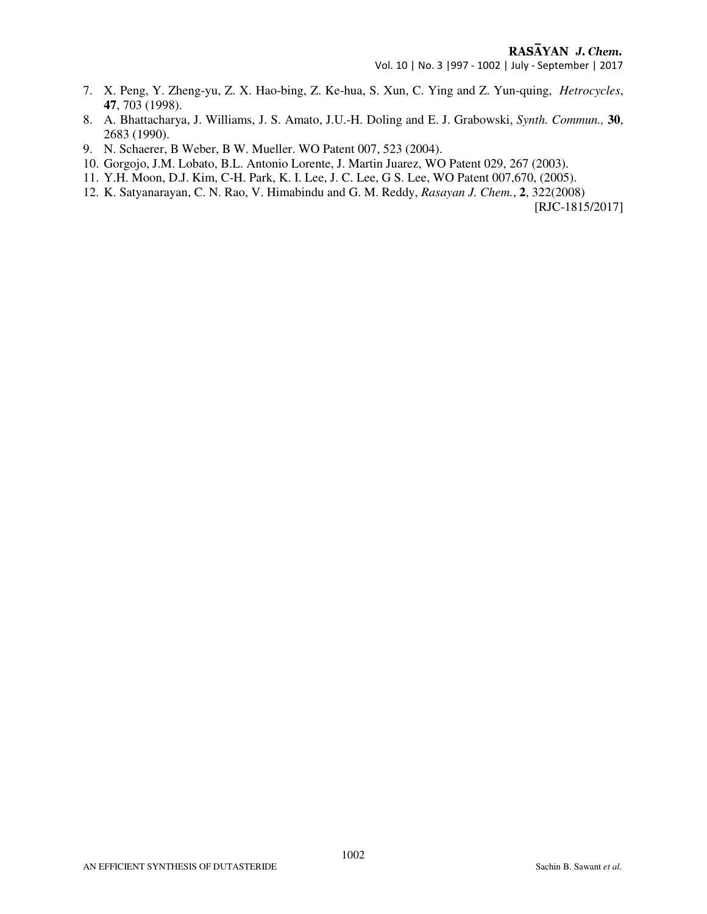7. X. Peng, Y. Zheng-yu, Z. X. Hao-bing, Z. Ke-hua, S. Xun, C. Ying and Z. Yun-quing, *Hetrocycles*, **47**, 703 (1998).
8. A. Bhattacharya, J. Williams, J. S. Amato, J.U.-H. Doling and E. J. Grabowski, *Synth. Commun.,* **30**, 2683 (1990).
9. N. Schaerer, B Weber, B W. Mueller. WO Patent 007, 523 (2004).
10. Gorgojo, J.M. Lobato, B.L. Antonio Lorente, J. Martin Juarez, WO Patent 029, 267 (2003).
11. Y.H. Moon, D.J. Kim, C-H. Park, K. I. Lee, J. C. Lee, G S. Lee, WO Patent 007,670, (2005).
12. K. Satyanarayan, C. N. Rao, V. Himabindu and G. M. Reddy, *Rasayan J. Chem.*, **2**, 322(2008)

[RJC-1815/2017]